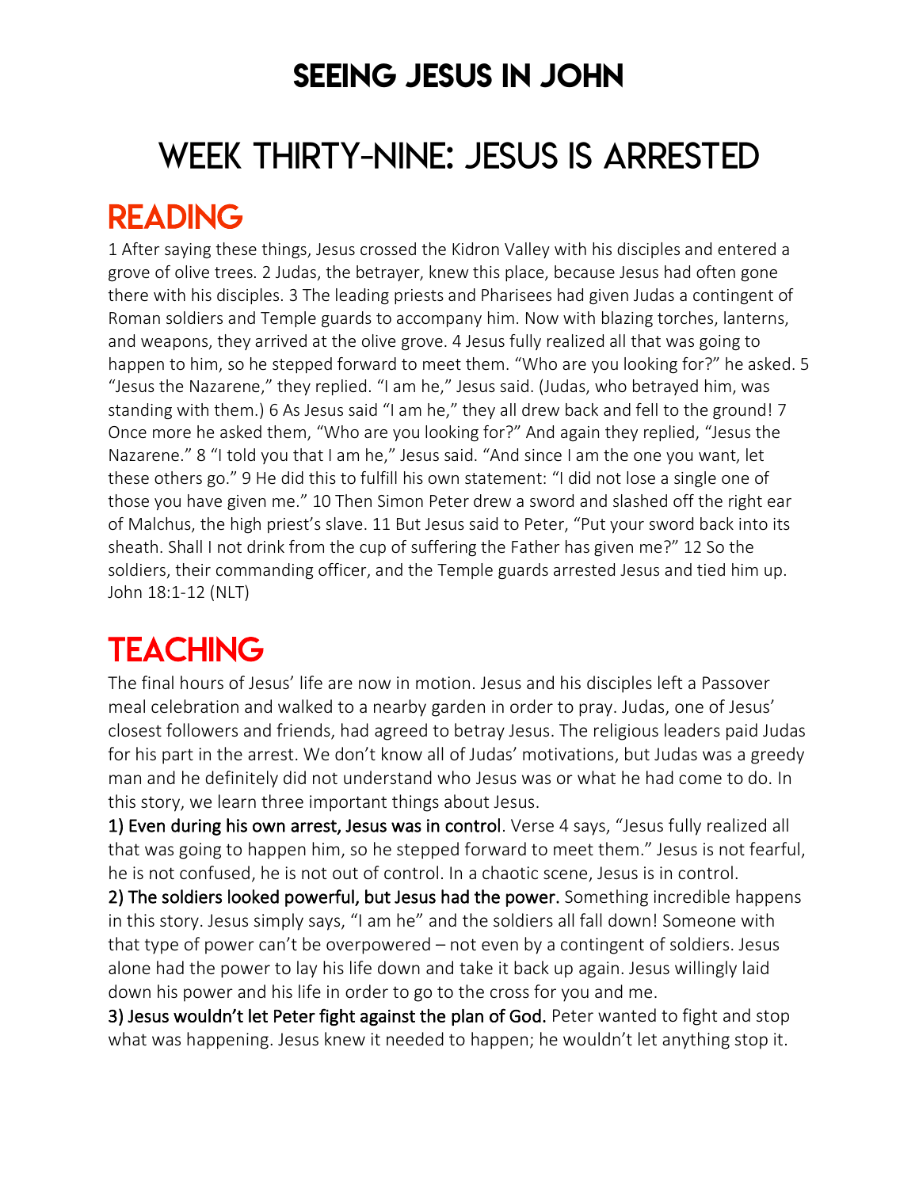# SEEING JESUS IN JOHN

# WEEK THIRTY-NINE: JESUS IS ARRESTED

## READING

1 After saying these things, Jesus crossed the Kidron Valley with his disciples and entered a grove of olive trees. 2 Judas, the betrayer, knew this place, because Jesus had often gone there with his disciples. 3 The leading priests and Pharisees had given Judas a contingent of Roman soldiers and Temple guards to accompany him. Now with blazing torches, lanterns, and weapons, they arrived at the olive grove. 4 Jesus fully realized all that was going to happen to him, so he stepped forward to meet them. "Who are you looking for?" he asked. 5 "Jesus the Nazarene," they replied. "I am he," Jesus said. (Judas, who betrayed him, was standing with them.) 6 As Jesus said "I am he," they all drew back and fell to the ground! 7 Once more he asked them, "Who are you looking for?" And again they replied, "Jesus the Nazarene." 8 "I told you that I am he," Jesus said. "And since I am the one you want, let these others go." 9 He did this to fulfill his own statement: "I did not lose a single one of those you have given me." 10 Then Simon Peter drew a sword and slashed off the right ear of Malchus, the high priest's slave. 11 But Jesus said to Peter, "Put your sword back into its sheath. Shall I not drink from the cup of suffering the Father has given me?" 12 So the soldiers, their commanding officer, and the Temple guards arrested Jesus and tied him up. John 18:1-12 (NLT)

## TEACHING

The final hours of Jesus' life are now in motion. Jesus and his disciples left a Passover meal celebration and walked to a nearby garden in order to pray. Judas, one of Jesus' closest followers and friends, had agreed to betray Jesus. The religious leaders paid Judas for his part in the arrest. We don't know all of Judas' motivations, but Judas was a greedy man and he definitely did not understand who Jesus was or what he had come to do. In this story, we learn three important things about Jesus.

**1) Even during his own arrest, Jesus was in control**. Verse 4 says, "Jesus fully realized all that was going to happen him, so he stepped forward to meet them." Jesus is not fearful, he is not confused, he is not out of control. In a chaotic scene, Jesus is in control.

**2) The soldiers looked powerful, but Jesus had the power.** Something incredible happens in this story. Jesus simply says, "I am he" and the soldiers all fall down! Someone with that type of power can't be overpowered – not even by a contingent of soldiers. Jesus alone had the power to lay his life down and take it back up again. Jesus willingly laid down his power and his life in order to go to the cross for you and me.

**3) Jesus wouldn't let Peter fight against the plan of God.** Peter wanted to fight and stop what was happening. Jesus knew it needed to happen; he wouldn't let anything stop it.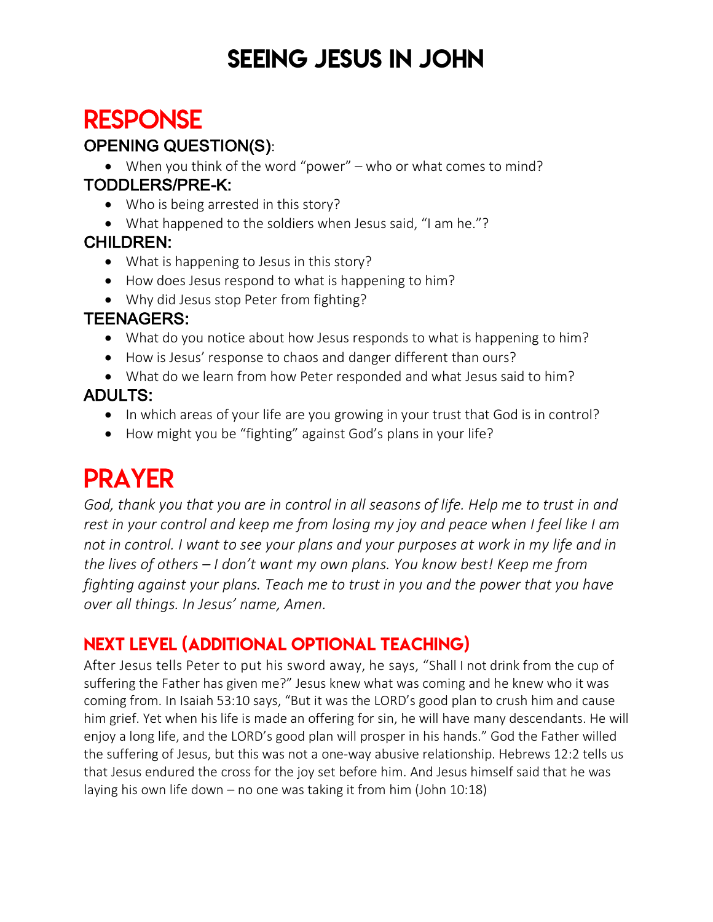# SEEING JESUS IN JOHN

## RESPONSE

### OPENING QUESTION(S):

- When you think of the word “power” – who or what comes to mind?

### TODDLERS/PRE-K:

- Who is being arrested in this story?
- What happened to the soldiers when Jesus said, “I am he.”?

### CHILDREN:

- What is happening to Jesus in this story?
- How does Jesus respond to what is happening to him?
- Why did Jesus stop Peter from fighting?

### TEENAGERS:

- What do you notice about how Jesus responds to what is happening to him?
- How is Jesus’ response to chaos and danger different than ours?
- What do we learn from how Peter responded and what Jesus said to him?

### ADULTS:

- In which areas of your life are you growing in your trust that God is in control?
- How might you be “fighting” against God’s plans in your life?

## PRAYER

*God, thank you that you are in control in all seasons of life. Help me to trust in and rest in your control and keep me from losing my joy and peace when I feel like I am not in control. I want to see your plans and your purposes at work in my life and in the lives of others – I don’t want my own plans. You know best! Keep me from fighting against your plans. Teach me to trust in you and the power that you have over all things. In Jesus’ name, Amen.*

### NEXT LEVEL (ADDITIONAL OPTIONAL TEACHING)

After Jesus tells Peter to put his sword away, he says, “Shall I not drink from the cup of suffering the Father has given me?” Jesus knew what was coming and he knew who it was coming from. In Isaiah 53:10 says, “But it was the LORD’s good plan to crush him and cause him grief. Yet when his life is made an offering for sin, he will have many descendants. He will enjoy a long life, and the LORD’s good plan will prosper in his hands.” God the Father willed the suffering of Jesus, but this was not a one-way abusive relationship. Hebrews 12:2 tells us that Jesus endured the cross for the joy set before him. And Jesus himself said that he was laying his own life down – no one was taking it from him (John 10:18)